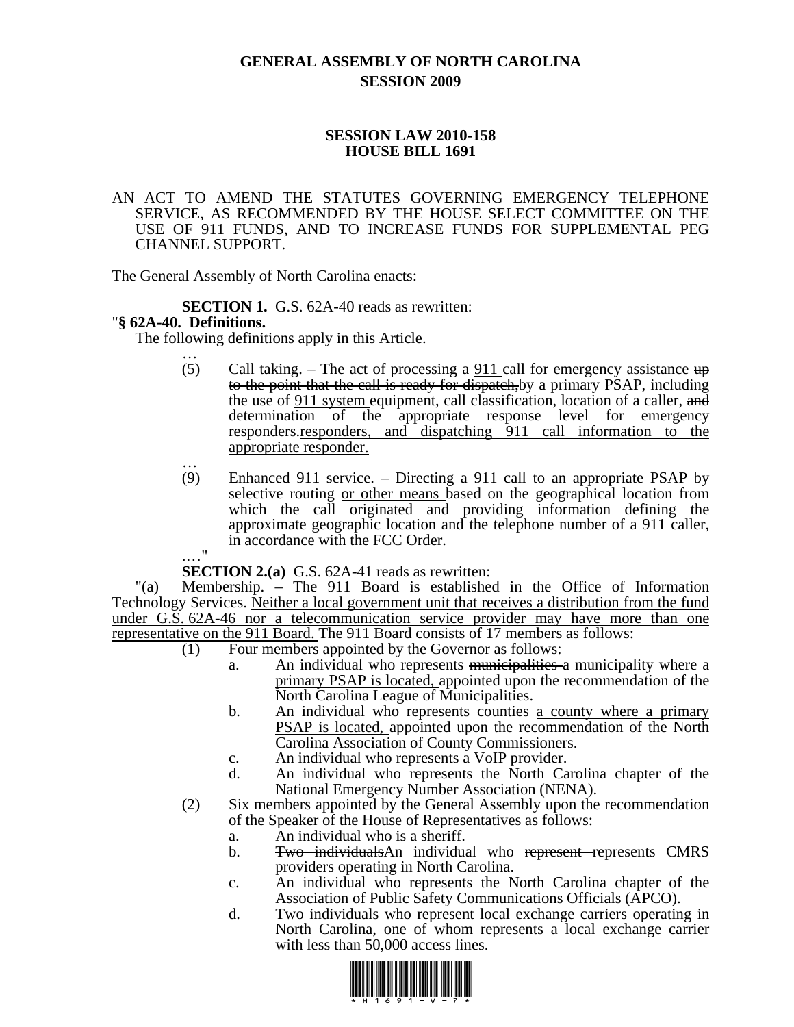# GENERAL ASSEMBLY OF NORTH CAROLINA
## SESSION 2009

## SESSION LAW 2010-158
## HOUSE BILL 1691

AN ACT TO AMEND THE STATUTES GOVERNING EMERGENCY TELEPHONE SERVICE, AS RECOMMENDED BY THE HOUSE SELECT COMMITTEE ON THE USE OF 911 FUNDS, AND TO INCREASE FUNDS FOR SUPPLEMENTAL PEG CHANNEL SUPPORT.

The General Assembly of North Carolina enacts:

**SECTION 1.** G.S. 62A-40 reads as rewritten:

"**§ 62A-40. Definitions.**

The following definitions apply in this Article.

…

(5) Call taking. – The act of processing a <u>911</u> call for emergency assistance ~~up to the point that the call is ready for dispatch,~~<u>by a primary PSAP,</u> including the use of <u>911 system</u> equipment, call classification, location of a caller, ~~and~~ determination of the appropriate response level for emergency ~~responders.~~<u>responders, and dispatching 911 call information to the appropriate responder.</u>

…

(9) Enhanced 911 service. – Directing a 911 call to an appropriate PSAP by selective routing <u>or other means</u> based on the geographical location from which the call originated and providing information defining the approximate geographic location and the telephone number of a 911 caller, in accordance with the FCC Order.

…."

**SECTION 2.(a)** G.S. 62A-41 reads as rewritten:

"(a) Membership. – The 911 Board is established in the Office of Information Technology Services. <u>Neither a local government unit that receives a distribution from the fund under G.S. 62A-46 nor a telecommunication service provider may have more than one representative on the 911 Board.</u> The 911 Board consists of 17 members as follows:

(1) Four members appointed by the Governor as follows:

a. An individual who represents ~~municipalities~~ <u>a municipality where a primary PSAP is located,</u> appointed upon the recommendation of the North Carolina League of Municipalities.

b. An individual who represents ~~counties~~ <u>a county where a primary PSAP is located,</u> appointed upon the recommendation of the North Carolina Association of County Commissioners.

c. An individual who represents a VoIP provider.

d. An individual who represents the North Carolina chapter of the National Emergency Number Association (NENA).

(2) Six members appointed by the General Assembly upon the recommendation of the Speaker of the House of Representatives as follows:

a. An individual who is a sheriff.

b. ~~Two individuals~~<u>An individual</u> who ~~represent~~ <u>represents</u> CMRS providers operating in North Carolina.

c. An individual who represents the North Carolina chapter of the Association of Public Safety Communications Officials (APCO).

d. Two individuals who represent local exchange carriers operating in North Carolina, one of whom represents a local exchange carrier with less than 50,000 access lines.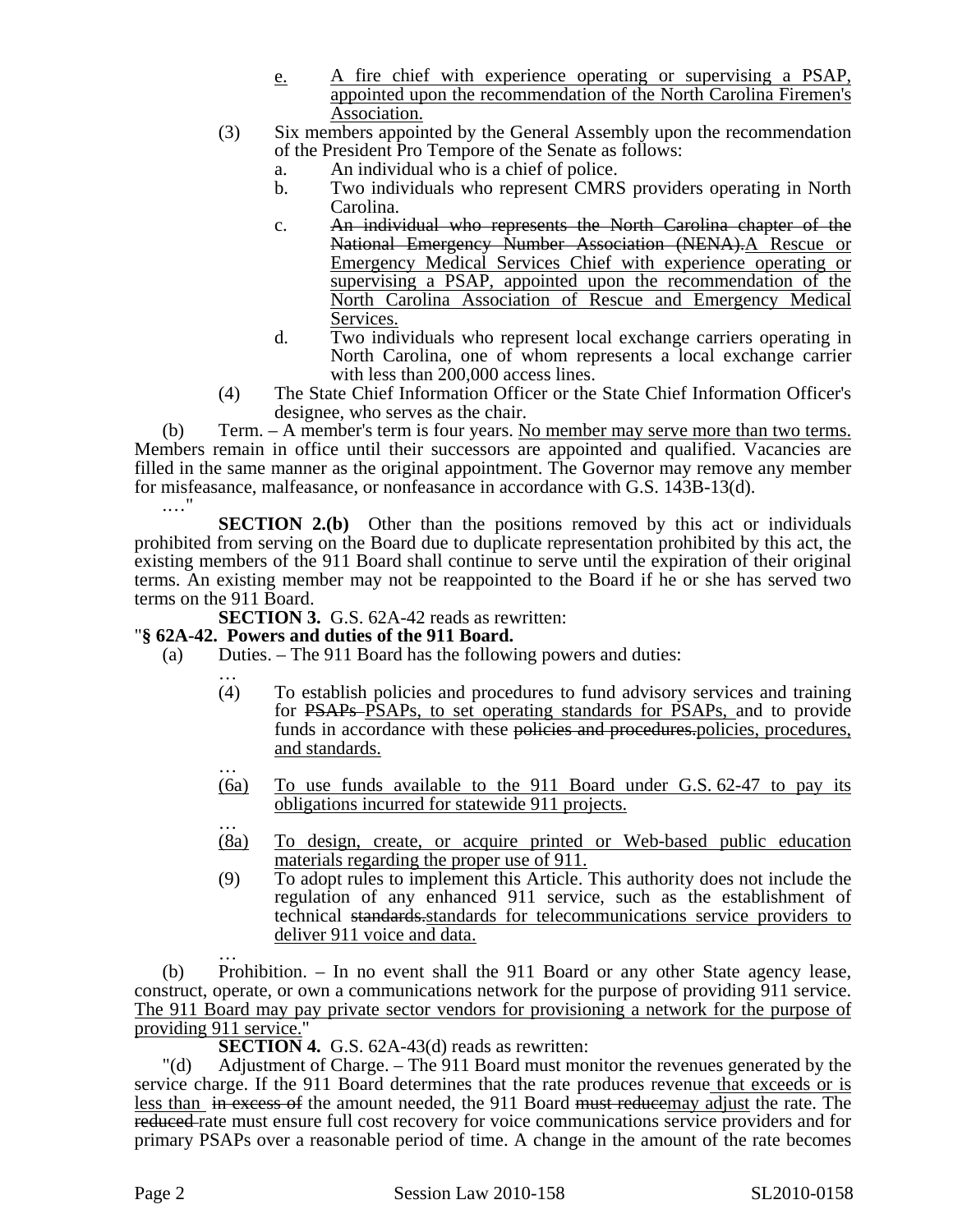e. A fire chief with experience operating or supervising a PSAP, appointed upon the recommendation of the North Carolina Firemen's Association.

(3) Six members appointed by the General Assembly upon the recommendation of the President Pro Tempore of the Senate as follows:

a. An individual who is a chief of police.

b. Two individuals who represent CMRS providers operating in North Carolina.

c. ~~An individual who represents the North Carolina chapter of the National Emergency Number Association (NENA).~~A Rescue or Emergency Medical Services Chief with experience operating or supervising a PSAP, appointed upon the recommendation of the North Carolina Association of Rescue and Emergency Medical Services.

d. Two individuals who represent local exchange carriers operating in North Carolina, one of whom represents a local exchange carrier with less than 200,000 access lines.

(4) The State Chief Information Officer or the State Chief Information Officer's designee, who serves as the chair.

(b) Term. – A member's term is four years. No member may serve more than two terms. Members remain in office until their successors are appointed and qualified. Vacancies are filled in the same manner as the original appointment. The Governor may remove any member for misfeasance, malfeasance, or nonfeasance in accordance with G.S. 143B-13(d).

…."

**SECTION 2.(b)** Other than the positions removed by this act or individuals prohibited from serving on the Board due to duplicate representation prohibited by this act, the existing members of the 911 Board shall continue to serve until the expiration of their original terms. An existing member may not be reappointed to the Board if he or she has served two terms on the 911 Board.

**SECTION 3.** G.S. 62A-42 reads as rewritten:

"**§ 62A-42. Powers and duties of the 911 Board.**

(a) Duties. – The 911 Board has the following powers and duties:

…

(4) To establish policies and procedures to fund advisory services and training for ~~PSAPs~~ PSAPs, to set operating standards for PSAPs, and to provide funds in accordance with these ~~policies and procedures.~~policies, procedures, and standards.

…

(6a) To use funds available to the 911 Board under G.S. 62-47 to pay its obligations incurred for statewide 911 projects.

…

(8a) To design, create, or acquire printed or Web-based public education materials regarding the proper use of 911.

(9) To adopt rules to implement this Article. This authority does not include the regulation of any enhanced 911 service, such as the establishment of technical ~~standards.~~standards for telecommunications service providers to deliver 911 voice and data.

…

(b) Prohibition. – In no event shall the 911 Board or any other State agency lease, construct, operate, or own a communications network for the purpose of providing 911 service. The 911 Board may pay private sector vendors for provisioning a network for the purpose of providing 911 service."

**SECTION 4.** G.S. 62A-43(d) reads as rewritten:

"(d) Adjustment of Charge. – The 911 Board must monitor the revenues generated by the service charge. If the 911 Board determines that the rate produces revenue that exceeds or is less than ~~in excess of~~ the amount needed, the 911 Board ~~must reduce~~may adjust the rate. The ~~reduced~~ rate must ensure full cost recovery for voice communications service providers and for primary PSAPs over a reasonable period of time. A change in the amount of the rate becomes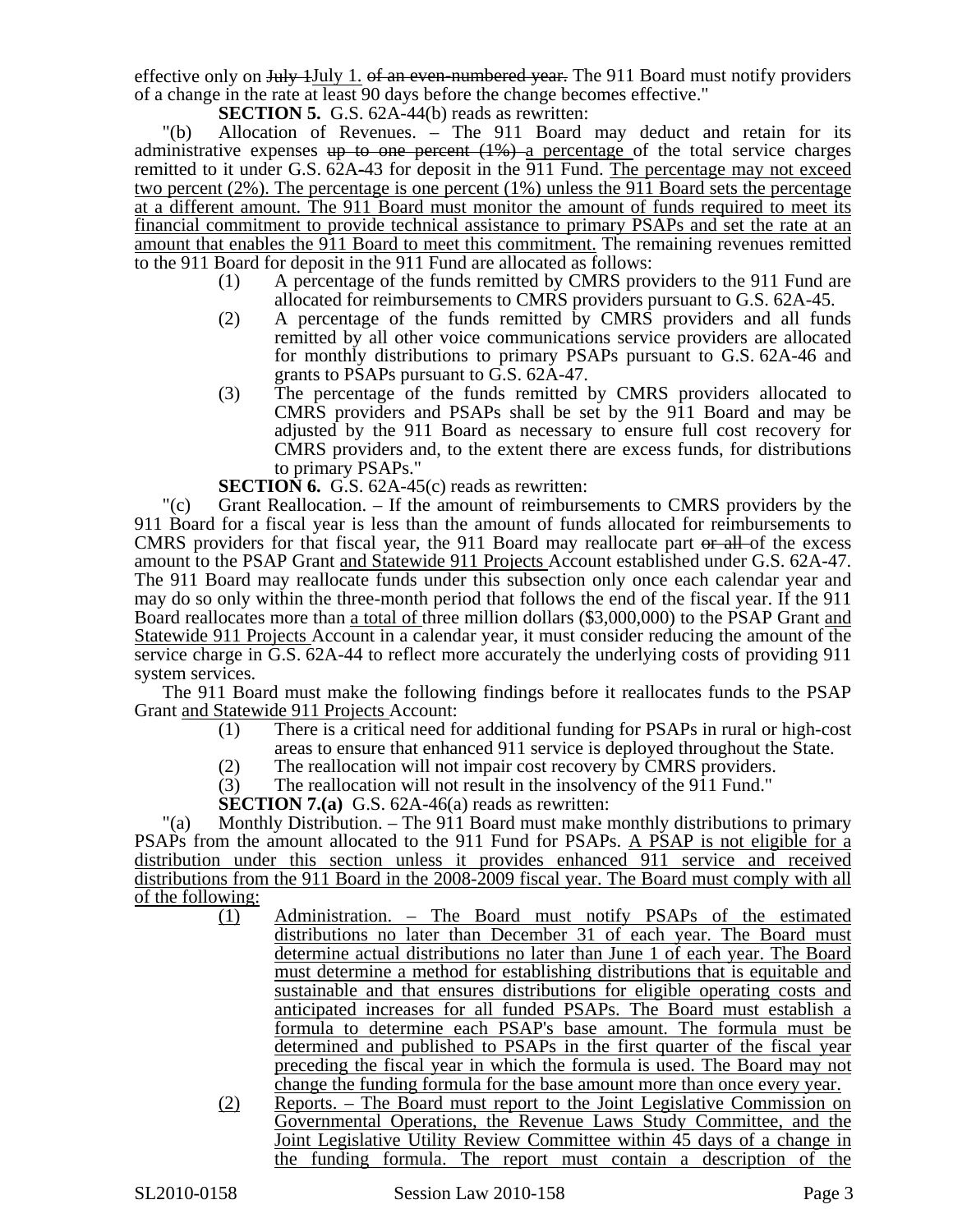effective only on ~~July 1~~<u>July 1.</u> ~~of an even-numbered year.~~ The 911 Board must notify providers of a change in the rate at least 90 days before the change becomes effective."

**SECTION 5.** G.S. 62A-44(b) reads as rewritten:

"(b) Allocation of Revenues. – The 911 Board may deduct and retain for its administrative expenses ~~up to one percent (1%)~~ <u>a percentage</u> of the total service charges remitted to it under G.S. 62A-43 for deposit in the 911 Fund. <u>The percentage may not exceed two percent (2%). The percentage is one percent (1%) unless the 911 Board sets the percentage at a different amount. The 911 Board must monitor the amount of funds required to meet its financial commitment to provide technical assistance to primary PSAPs and set the rate at an amount that enables the 911 Board to meet this commitment.</u> The remaining revenues remitted to the 911 Board for deposit in the 911 Fund are allocated as follows:

(1) A percentage of the funds remitted by CMRS providers to the 911 Fund are allocated for reimbursements to CMRS providers pursuant to G.S. 62A-45.

(2) A percentage of the funds remitted by CMRS providers and all funds remitted by all other voice communications service providers are allocated for monthly distributions to primary PSAPs pursuant to G.S. 62A-46 and grants to PSAPs pursuant to G.S. 62A-47.

(3) The percentage of the funds remitted by CMRS providers allocated to CMRS providers and PSAPs shall be set by the 911 Board and may be adjusted by the 911 Board as necessary to ensure full cost recovery for CMRS providers and, to the extent there are excess funds, for distributions to primary PSAPs."

**SECTION 6.** G.S. 62A-45(c) reads as rewritten:

"(c) Grant Reallocation. – If the amount of reimbursements to CMRS providers by the 911 Board for a fiscal year is less than the amount of funds allocated for reimbursements to CMRS providers for that fiscal year, the 911 Board may reallocate part ~~or all~~ of the excess amount to the PSAP Grant <u>and Statewide 911 Projects</u> Account established under G.S. 62A-47. The 911 Board may reallocate funds under this subsection only once each calendar year and may do so only within the three-month period that follows the end of the fiscal year. If the 911 Board reallocates more than <u>a total of</u> three million dollars ($3,000,000) to the PSAP Grant <u>and Statewide 911 Projects</u> Account in a calendar year, it must consider reducing the amount of the service charge in G.S. 62A-44 to reflect more accurately the underlying costs of providing 911 system services.

The 911 Board must make the following findings before it reallocates funds to the PSAP Grant <u>and Statewide 911 Projects</u> Account:

(1) There is a critical need for additional funding for PSAPs in rural or high-cost areas to ensure that enhanced 911 service is deployed throughout the State.

(2) The reallocation will not impair cost recovery by CMRS providers.

(3) The reallocation will not result in the insolvency of the 911 Fund."

**SECTION 7.(a)** G.S. 62A-46(a) reads as rewritten:

"(a) Monthly Distribution. – The 911 Board must make monthly distributions to primary PSAPs from the amount allocated to the 911 Fund for PSAPs. <u>A PSAP is not eligible for a distribution under this section unless it provides enhanced 911 service and received distributions from the 911 Board in the 2008-2009 fiscal year. The Board must comply with all of the following:</u>

<u>(1)</u> <u>Administration. – The Board must notify PSAPs of the estimated distributions no later than December 31 of each year. The Board must determine actual distributions no later than June 1 of each year. The Board must determine a method for establishing distributions that is equitable and sustainable and that ensures distributions for eligible operating costs and anticipated increases for all funded PSAPs. The Board must establish a formula to determine each PSAP's base amount. The formula must be determined and published to PSAPs in the first quarter of the fiscal year preceding the fiscal year in which the formula is used. The Board may not change the funding formula for the base amount more than once every year.</u>

<u>(2)</u> <u>Reports. – The Board must report to the Joint Legislative Commission on Governmental Operations, the Revenue Laws Study Committee, and the Joint Legislative Utility Review Committee within 45 days of a change in the funding formula. The report must contain a description of the</u>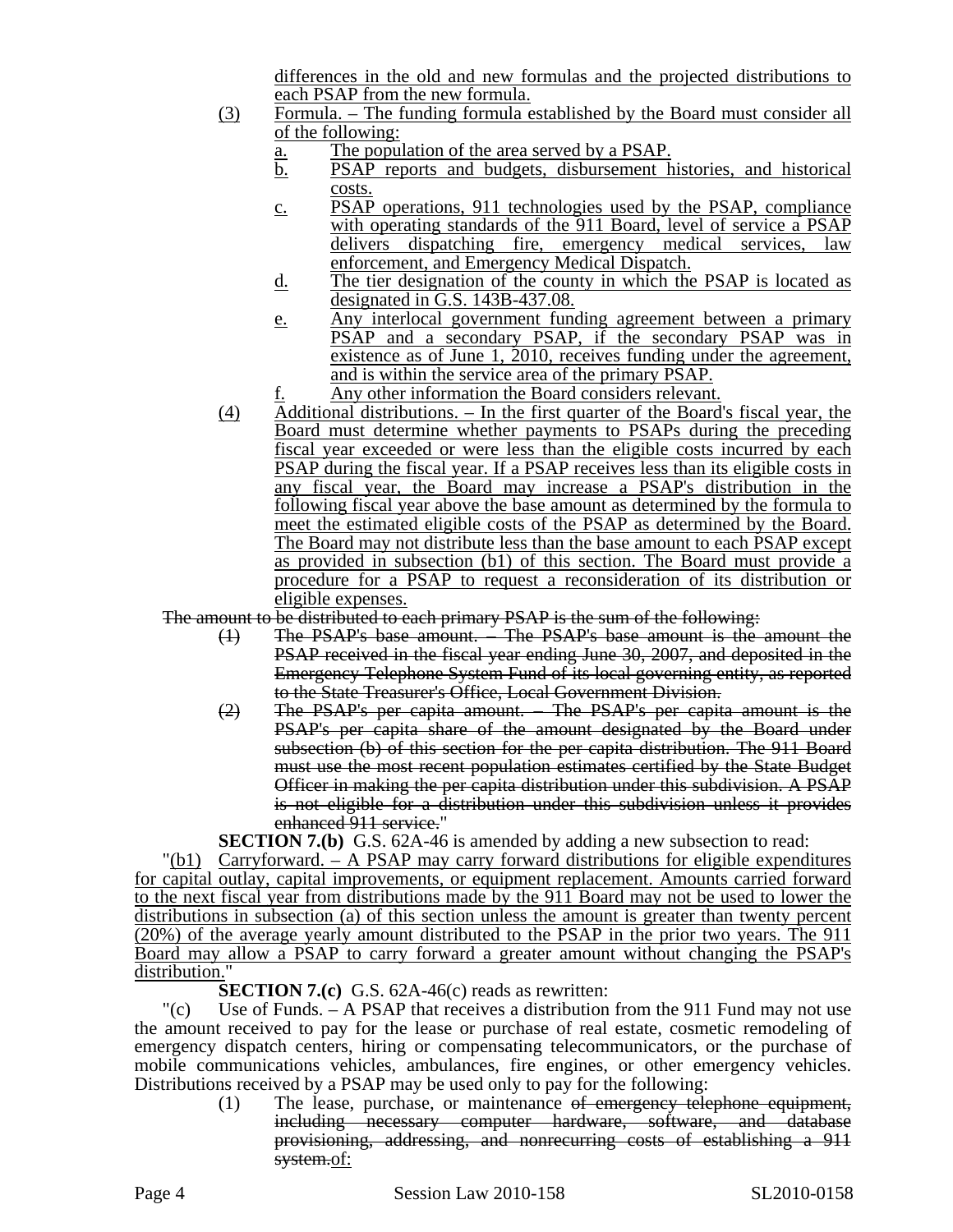differences in the old and new formulas and the projected distributions to each PSAP from the new formula.

(3) Formula. – The funding formula established by the Board must consider all of the following:

a. The population of the area served by a PSAP.

b. PSAP reports and budgets, disbursement histories, and historical costs.

c. PSAP operations, 911 technologies used by the PSAP, compliance with operating standards of the 911 Board, level of service a PSAP delivers dispatching fire, emergency medical services, law enforcement, and Emergency Medical Dispatch.

d. The tier designation of the county in which the PSAP is located as designated in G.S. 143B-437.08.

e. Any interlocal government funding agreement between a primary PSAP and a secondary PSAP, if the secondary PSAP was in existence as of June 1, 2010, receives funding under the agreement, and is within the service area of the primary PSAP.

f. Any other information the Board considers relevant.

(4) Additional distributions. – In the first quarter of the Board's fiscal year, the Board must determine whether payments to PSAPs during the preceding fiscal year exceeded or were less than the eligible costs incurred by each PSAP during the fiscal year. If a PSAP receives less than its eligible costs in any fiscal year, the Board may increase a PSAP's distribution in the following fiscal year above the base amount as determined by the formula to meet the estimated eligible costs of the PSAP as determined by the Board. The Board may not distribute less than the base amount to each PSAP except as provided in subsection (b1) of this section. The Board must provide a procedure for a PSAP to request a reconsideration of its distribution or eligible expenses.

~~The amount to be distributed to each primary PSAP is the sum of the following:~~

~~(1) The PSAP's base amount. – The PSAP's base amount is the amount the PSAP received in the fiscal year ending June 30, 2007, and deposited in the Emergency Telephone System Fund of its local governing entity, as reported to the State Treasurer's Office, Local Government Division.~~

~~(2) The PSAP's per capita amount. – The PSAP's per capita amount is the PSAP's per capita share of the amount designated by the Board under subsection (b) of this section for the per capita distribution. The 911 Board must use the most recent population estimates certified by the State Budget Officer in making the per capita distribution under this subdivision. A PSAP is not eligible for a distribution under this subdivision unless it provides enhanced 911 service.~~"

**SECTION 7.(b)** G.S. 62A-46 is amended by adding a new subsection to read:

"(b1) Carryforward. – A PSAP may carry forward distributions for eligible expenditures for capital outlay, capital improvements, or equipment replacement. Amounts carried forward to the next fiscal year from distributions made by the 911 Board may not be used to lower the distributions in subsection (a) of this section unless the amount is greater than twenty percent (20%) of the average yearly amount distributed to the PSAP in the prior two years. The 911 Board may allow a PSAP to carry forward a greater amount without changing the PSAP's distribution."

**SECTION 7.(c)** G.S. 62A-46(c) reads as rewritten:

"(c) Use of Funds. – A PSAP that receives a distribution from the 911 Fund may not use the amount received to pay for the lease or purchase of real estate, cosmetic remodeling of emergency dispatch centers, hiring or compensating telecommunicators, or the purchase of mobile communications vehicles, ambulances, fire engines, or other emergency vehicles. Distributions received by a PSAP may be used only to pay for the following:

(1) The lease, purchase, or maintenance ~~of emergency telephone equipment, including necessary computer hardware, software, and database provisioning, addressing, and nonrecurring costs of establishing a 911 system.~~of: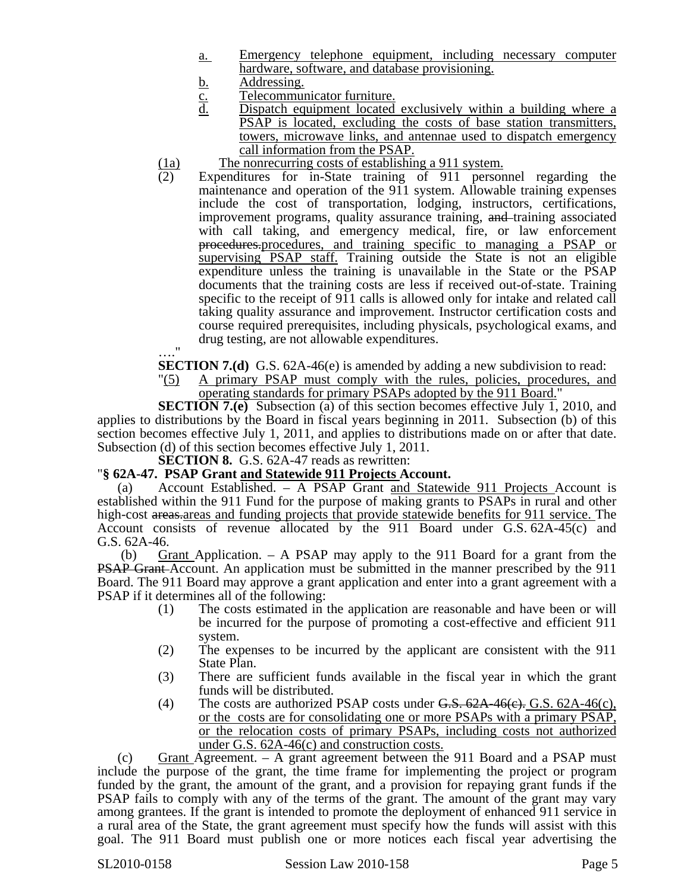a. Emergency telephone equipment, including necessary computer hardware, software, and database provisioning.
b. Addressing.
c. Telecommunicator furniture.
d. Dispatch equipment located exclusively within a building where a PSAP is located, excluding the costs of base station transmitters, towers, microwave links, and antennae used to dispatch emergency call information from the PSAP.

(1a) The nonrecurring costs of establishing a 911 system.

(2) Expenditures for in-State training of 911 personnel regarding the maintenance and operation of the 911 system. Allowable training expenses include the cost of transportation, lodging, instructors, certifications, improvement programs, quality assurance training, ~~and~~ training associated with call taking, and emergency medical, fire, or law enforcement ~~procedures.~~procedures, and training specific to managing a PSAP or supervising PSAP staff. Training outside the State is not an eligible expenditure unless the training is unavailable in the State or the PSAP documents that the training costs are less if received out-of-state. Training specific to the receipt of 911 calls is allowed only for intake and related call taking quality assurance and improvement. Instructor certification costs and course required prerequisites, including physicals, psychological exams, and drug testing, are not allowable expenditures.

…."

**SECTION 7.(d)** G.S. 62A-46(e) is amended by adding a new subdivision to read:

"(5) A primary PSAP must comply with the rules, policies, procedures, and operating standards for primary PSAPs adopted by the 911 Board."

**SECTION 7.(e)** Subsection (a) of this section becomes effective July 1, 2010, and applies to distributions by the Board in fiscal years beginning in 2011. Subsection (b) of this section becomes effective July 1, 2011, and applies to distributions made on or after that date. Subsection (d) of this section becomes effective July 1, 2011.

**SECTION 8.** G.S. 62A-47 reads as rewritten:

"**§ 62A-47. PSAP Grant and Statewide 911 Projects Account.**

(a) Account Established. – A PSAP Grant and Statewide 911 Projects Account is established within the 911 Fund for the purpose of making grants to PSAPs in rural and other high-cost ~~areas.~~areas and funding projects that provide statewide benefits for 911 service. The Account consists of revenue allocated by the 911 Board under G.S. 62A-45(c) and G.S. 62A-46.

(b) Grant Application. – A PSAP may apply to the 911 Board for a grant from the ~~PSAP Grant~~ Account. An application must be submitted in the manner prescribed by the 911 Board. The 911 Board may approve a grant application and enter into a grant agreement with a PSAP if it determines all of the following:

(1) The costs estimated in the application are reasonable and have been or will be incurred for the purpose of promoting a cost-effective and efficient 911 system.
(2) The expenses to be incurred by the applicant are consistent with the 911 State Plan.
(3) There are sufficient funds available in the fiscal year in which the grant funds will be distributed.
(4) The costs are authorized PSAP costs under ~~G.S. 62A-46(c).~~ G.S. 62A-46(c), or the costs are for consolidating one or more PSAPs with a primary PSAP, or the relocation costs of primary PSAPs, including costs not authorized under G.S. 62A-46(c) and construction costs.

(c) Grant Agreement. – A grant agreement between the 911 Board and a PSAP must include the purpose of the grant, the time frame for implementing the project or program funded by the grant, the amount of the grant, and a provision for repaying grant funds if the PSAP fails to comply with any of the terms of the grant. The amount of the grant may vary among grantees. If the grant is intended to promote the deployment of enhanced 911 service in a rural area of the State, the grant agreement must specify how the funds will assist with this goal. The 911 Board must publish one or more notices each fiscal year advertising the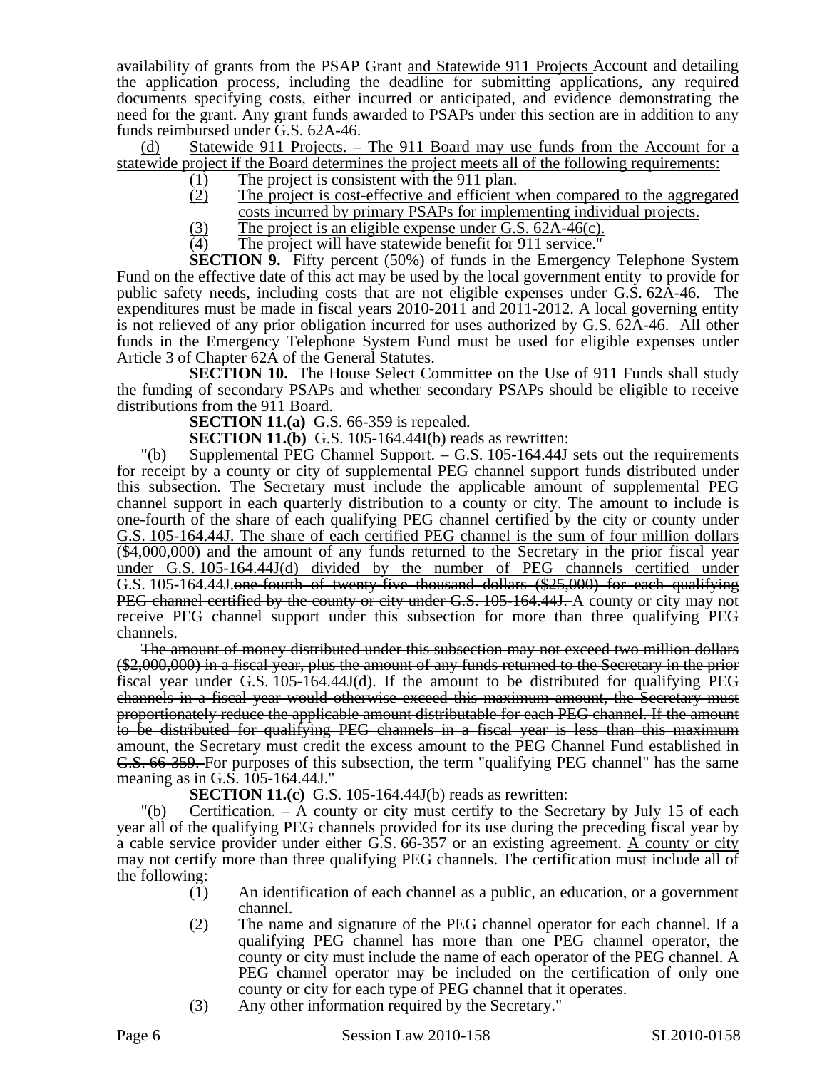availability of grants from the PSAP Grant and Statewide 911 Projects Account and detailing the application process, including the deadline for submitting applications, any required documents specifying costs, either incurred or anticipated, and evidence demonstrating the need for the grant. Any grant funds awarded to PSAPs under this section are in addition to any funds reimbursed under G.S. 62A-46.

(d) Statewide 911 Projects. – The 911 Board may use funds from the Account for a statewide project if the Board determines the project meets all of the following requirements:

(1) The project is consistent with the 911 plan.
(2) The project is cost-effective and efficient when compared to the aggregated costs incurred by primary PSAPs for implementing individual projects.
(3) The project is an eligible expense under G.S. 62A-46(c).
(4) The project will have statewide benefit for 911 service."

**SECTION 9.** Fifty percent (50%) of funds in the Emergency Telephone System Fund on the effective date of this act may be used by the local government entity to provide for public safety needs, including costs that are not eligible expenses under G.S. 62A-46. The expenditures must be made in fiscal years 2010-2011 and 2011-2012. A local governing entity is not relieved of any prior obligation incurred for uses authorized by G.S. 62A-46. All other funds in the Emergency Telephone System Fund must be used for eligible expenses under Article 3 of Chapter 62A of the General Statutes.

**SECTION 10.** The House Select Committee on the Use of 911 Funds shall study the funding of secondary PSAPs and whether secondary PSAPs should be eligible to receive distributions from the 911 Board.

**SECTION 11.(a)** G.S. 66-359 is repealed.

**SECTION 11.(b)** G.S. 105-164.44I(b) reads as rewritten:

"(b) Supplemental PEG Channel Support. – G.S. 105-164.44J sets out the requirements for receipt by a county or city of supplemental PEG channel support funds distributed under this subsection. The Secretary must include the applicable amount of supplemental PEG channel support in each quarterly distribution to a county or city. The amount to include is one-fourth of the share of each qualifying PEG channel certified by the city or county under G.S. 105-164.44J. The share of each certified PEG channel is the sum of four million dollars ($4,000,000) and the amount of any funds returned to the Secretary in the prior fiscal year under G.S. 105-164.44J(d) divided by the number of PEG channels certified under G.S. 105-164.44J.~~one-fourth of twenty-five thousand dollars ($25,000) for each qualifying PEG channel certified by the county or city under G.S. 105-164.44J.~~ A county or city may not receive PEG channel support under this subsection for more than three qualifying PEG channels.

~~The amount of money distributed under this subsection may not exceed two million dollars ($2,000,000) in a fiscal year, plus the amount of any funds returned to the Secretary in the prior fiscal year under G.S. 105-164.44J(d). If the amount to be distributed for qualifying PEG channels in a fiscal year would otherwise exceed this maximum amount, the Secretary must proportionately reduce the applicable amount distributable for each PEG channel. If the amount to be distributed for qualifying PEG channels in a fiscal year is less than this maximum amount, the Secretary must credit the excess amount to the PEG Channel Fund established in G.S. 66-359.~~ For purposes of this subsection, the term "qualifying PEG channel" has the same meaning as in G.S. 105-164.44J."

**SECTION 11.(c)** G.S. 105-164.44J(b) reads as rewritten:

"(b) Certification. – A county or city must certify to the Secretary by July 15 of each year all of the qualifying PEG channels provided for its use during the preceding fiscal year by a cable service provider under either G.S. 66-357 or an existing agreement. A county or city may not certify more than three qualifying PEG channels. The certification must include all of the following:

(1) An identification of each channel as a public, an education, or a government channel.
(2) The name and signature of the PEG channel operator for each channel. If a qualifying PEG channel has more than one PEG channel operator, the county or city must include the name of each operator of the PEG channel. A PEG channel operator may be included on the certification of only one county or city for each type of PEG channel that it operates.
(3) Any other information required by the Secretary."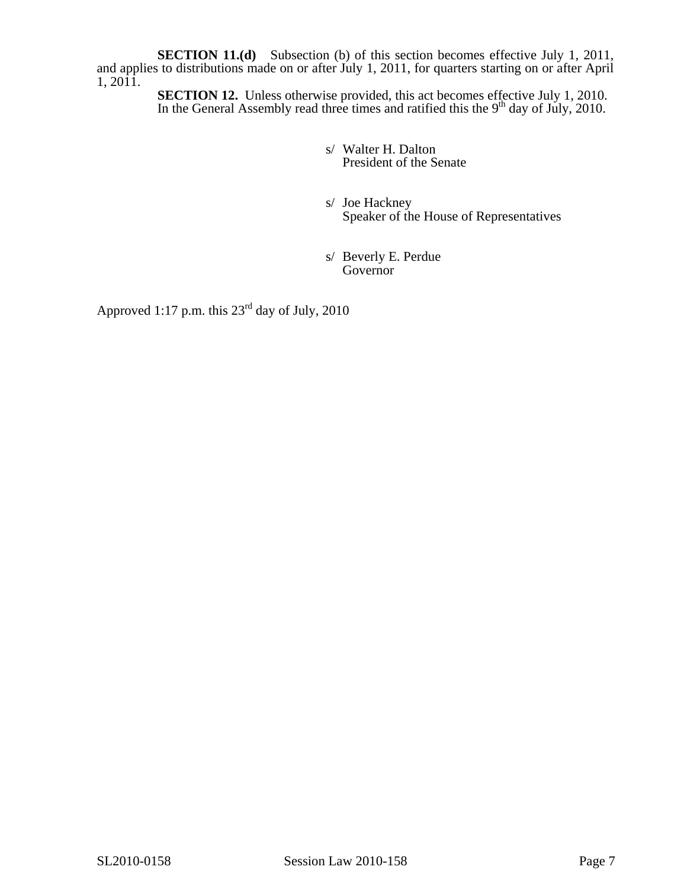**SECTION 11.(d)** Subsection (b) of this section becomes effective July 1, 2011, and applies to distributions made on or after July 1, 2011, for quarters starting on or after April 1, 2011.

**SECTION 12.** Unless otherwise provided, this act becomes effective July 1, 2010.

In the General Assembly read three times and ratified this the 9th day of July, 2010.

s/ Walter H. Dalton
President of the Senate

s/ Joe Hackney
Speaker of the House of Representatives

s/ Beverly E. Perdue
Governor

Approved 1:17 p.m. this 23rd day of July, 2010